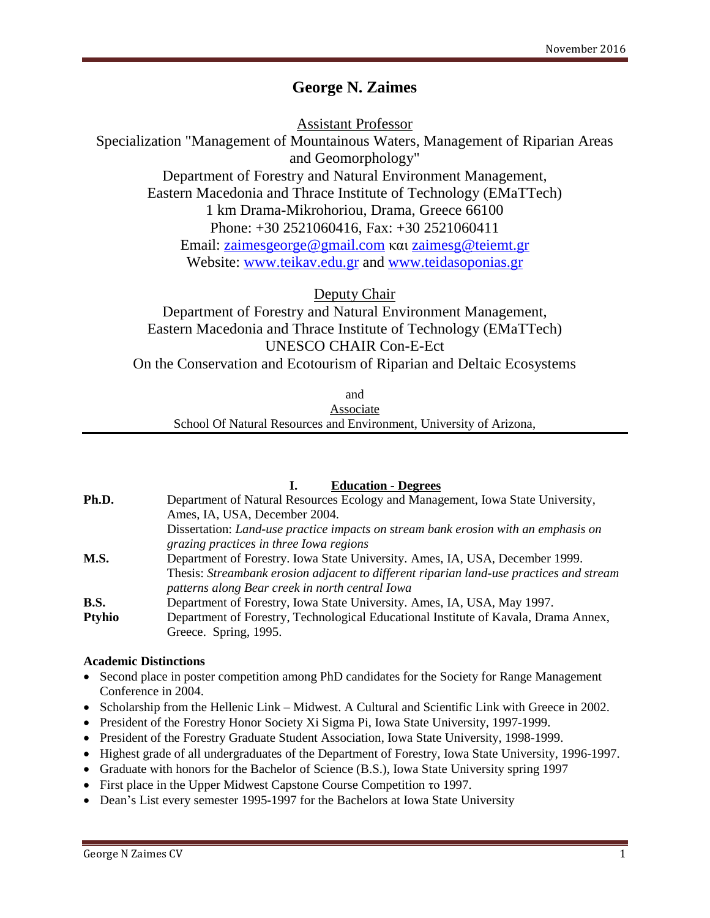# George N. Zaimes

Assistant Professor

Specialization "Management of Mountainous Waters, Management of Riparian Areas and Geomorphology"

Department of Forestry and Natural Environment Management,
Eastern Macedonia and Thrace Institute of Technology (EMaTTech)
1 km Drama-Mikrohoriou, Drama, Greece 66100
Phone: +30 2521060416, Fax: +30 2521060411
Email: zaimesgeorge@gmail.com και zaimesg@teiemt.gr
Website: www.teikav.edu.gr and www.teidasoponias.gr

Deputy Chair

Department of Forestry and Natural Environment Management,
Eastern Macedonia and Thrace Institute of Technology (EMaTTech)
UNESCO CHAIR Con-E-Ect
On the Conservation and Ecotourism of Riparian and Deltaic Ecosystems

and

Associate

School Of Natural Resources and Environment, University of Arizona,

## I. Education - Degrees

**Ph.D.** Department of Natural Resources Ecology and Management, Iowa State University, Ames, IA, USA, December 2004.
Dissertation: *Land-use practice impacts on stream bank erosion with an emphasis on grazing practices in three Iowa regions*

**M.S.** Department of Forestry. Iowa State University. Ames, IA, USA, December 1999.
Thesis: *Streambank erosion adjacent to different riparian land-use practices and stream patterns along Bear creek in north central Iowa*

**B.S.** Department of Forestry, Iowa State University. Ames, IA, USA, May 1997.

**Ptyhio** Department of Forestry, Technological Educational Institute of Kavala, Drama Annex, Greece. Spring, 1995.

### Academic Distinctions

- Second place in poster competition among PhD candidates for the Society for Range Management Conference in 2004.
- Scholarship from the Hellenic Link – Midwest. A Cultural and Scientific Link with Greece in 2002.
- President of the Forestry Honor Society Xi Sigma Pi, Iowa State University, 1997-1999.
- President of the Forestry Graduate Student Association, Iowa State University, 1998-1999.
- Highest grade of all undergraduates of the Department of Forestry, Iowa State University, 1996-1997.
- Graduate with honors for the Bachelor of Science (B.S.), Iowa State University spring 1997
- First place in the Upper Midwest Capstone Course Competition το 1997.
- Dean's List every semester 1995-1997 for the Bachelors at Iowa State University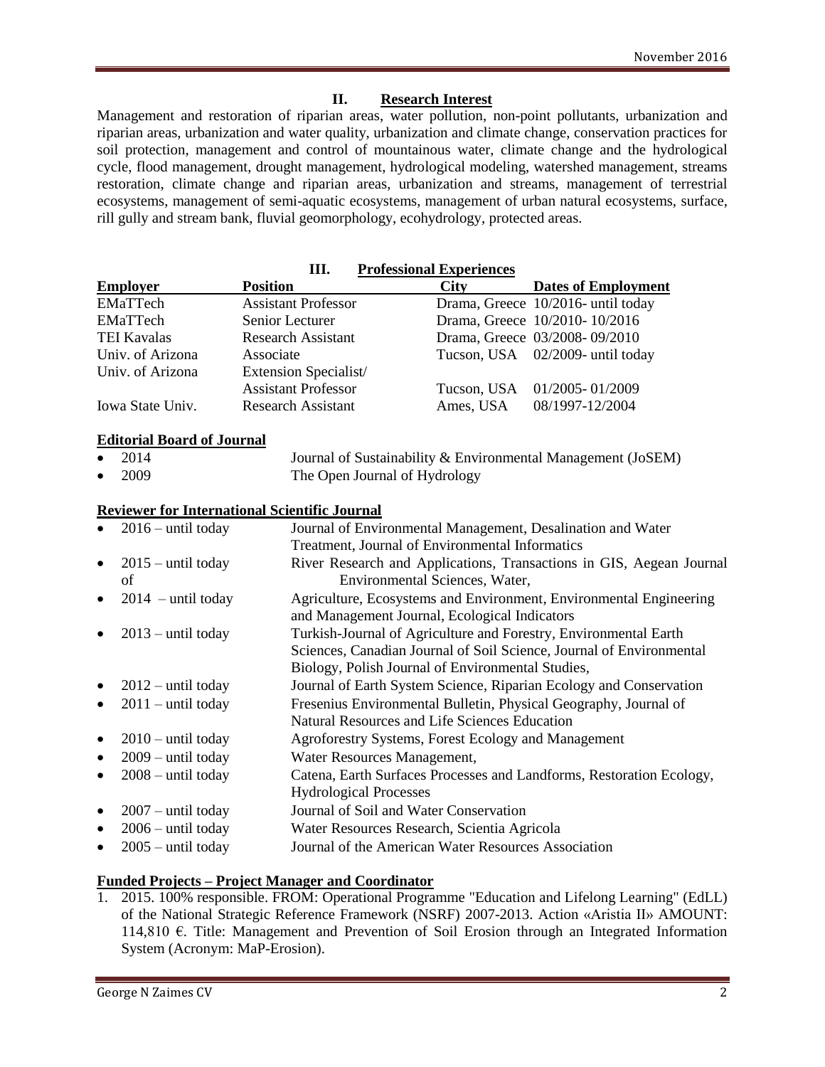## II. Research Interest

Management and restoration of riparian areas, water pollution, non-point pollutants, urbanization and riparian areas, urbanization and water quality, urbanization and climate change, conservation practices for soil protection, management and control of mountainous water, climate change and the hydrological cycle, flood management, drought management, hydrological modeling, watershed management, streams restoration, climate change and riparian areas, urbanization and streams, management of terrestrial ecosystems, management of semi-aquatic ecosystems, management of urban natural ecosystems, surface, rill gully and stream bank, fluvial geomorphology, ecohydrology, protected areas.

## III. Professional Experiences

| Employer | Position | City | Dates of Employment |
|---|---|---|---|
| EMaTTech | Assistant Professor | Drama, Greece | 10/2016- until today |
| EMaTTech | Senior Lecturer | Drama, Greece | 10/2010- 10/2016 |
| TEI Kavalas | Research Assistant | Drama, Greece | 03/2008- 09/2010 |
| Univ. of Arizona | Associate | Tucson, USA | 02/2009- until today |
| Univ. of Arizona | Extension Specialist/ Assistant Professor | Tucson, USA | 01/2005- 01/2009 |
| Iowa State Univ. | Research Assistant | Ames, USA | 08/1997-12/2004 |

### Editorial Board of Journal

- 2014 Journal of Sustainability & Environmental Management (JoSEM)
- 2009 The Open Journal of Hydrology

### Reviewer for International Scientific Journal

- 2016 – until today Journal of Environmental Management, Desalination and Water Treatment, Journal of Environmental Informatics
- 2015 – until today River Research and Applications, Transactions in GIS, Aegean Journal of Environmental Sciences, Water,
- 2014 – until today Agriculture, Ecosystems and Environment, Environmental Engineering and Management Journal, Ecological Indicators
- 2013 – until today Turkish-Journal of Agriculture and Forestry, Environmental Earth Sciences, Canadian Journal of Soil Science, Journal of Environmental Biology, Polish Journal of Environmental Studies,
- 2012 – until today Journal of Earth System Science, Riparian Ecology and Conservation
- 2011 – until today Fresenius Environmental Bulletin, Physical Geography, Journal of Natural Resources and Life Sciences Education
- 2010 – until today Agroforestry Systems, Forest Ecology and Management
- 2009 – until today Water Resources Management,
- 2008 – until today Catena, Earth Surfaces Processes and Landforms, Restoration Ecology, Hydrological Processes
- 2007 – until today Journal of Soil and Water Conservation
- 2006 – until today Water Resources Research, Scientia Agricola
- 2005 – until today Journal of the American Water Resources Association

### Funded Projects – Project Manager and Coordinator

1. 2015. 100% responsible. FROM: Operational Programme "Education and Lifelong Learning" (EdLL) of the National Strategic Reference Framework (NSRF) 2007-2013. Action «Aristia II» AMOUNT: 114,810 €. Title: Management and Prevention of Soil Erosion through an Integrated Information System (Acronym: MaP-Erosion).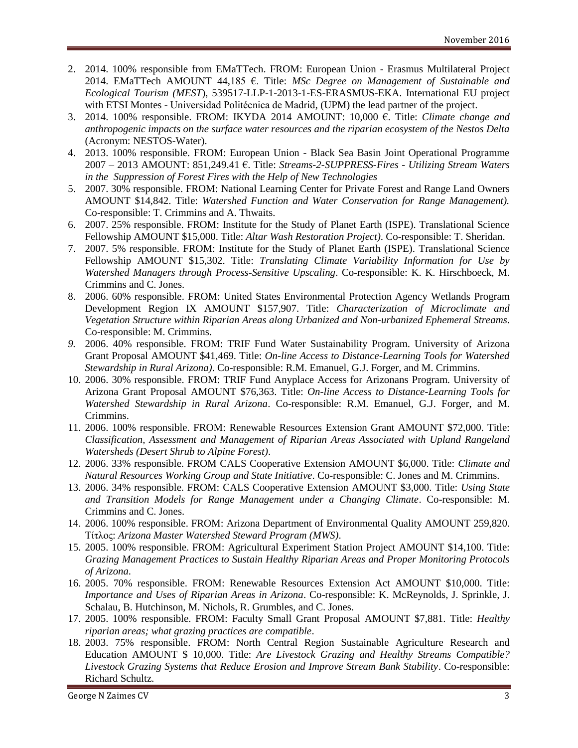2. 2014. 100% responsible from EMaTTech. FROM: European Union - Erasmus Multilateral Project 2014. EMaTTech AMOUNT 44,185 €. Title: *MSc Degree on Management of Sustainable and Ecological Tourism (MEST*), 539517-LLP-1-2013-1-ES-ERASMUS-EKA. International EU project with ETSI Montes - Universidad Politécnica de Madrid, (UPM) the lead partner of the project.
3. 2014. 100% responsible. FROM: IKYDA 2014 AMOUNT: 10,000 €. Title: *Climate change and anthropogenic impacts on the surface water resources and the riparian ecosystem of the Nestos Delta* (Acronym: NESTOS-Water).
4. 2013. 100% responsible. FROM: European Union - Black Sea Basin Joint Operational Programme 2007 – 2013 AMOUNT: 851,249.41 €. Title: *Streams-2-SUPPRESS-Fires - Utilizing Stream Waters in the Suppression of Forest Fires with the Help of New Technologies*
5. 2007. 30% responsible. FROM: National Learning Center for Private Forest and Range Land Owners AMOUNT $14,842. Title: *Watershed Function and Water Conservation for Range Management).* Co-responsible: T. Crimmins and A. Thwaits.
6. 2007. 25% responsible. FROM: Institute for the Study of Planet Earth (ISPE). Translational Science Fellowship AMOUNT $15,000. Title: *Altar Wash Restoration Project)*. Co-responsible: T. Sheridan.
7. 2007. 5% responsible. FROM: Institute for the Study of Planet Earth (ISPE). Translational Science Fellowship AMOUNT $15,302. Title: *Translating Climate Variability Information for Use by Watershed Managers through Process-Sensitive Upscaling*. Co-responsible: K. K. Hirschboeck, M. Crimmins and C. Jones.
8. 2006. 60% responsible. FROM: United States Environmental Protection Agency Wetlands Program Development Region IX AMOUNT $157,907. Title: *Characterization of Microclimate and Vegetation Structure within Riparian Areas along Urbanized and Non-urbanized Ephemeral Streams.* Co-responsible: M. Crimmins.
9. 2006. 40% responsible. FROM: TRIF Fund Water Sustainability Program. University of Arizona Grant Proposal AMOUNT $41,469. Title: *On-line Access to Distance-Learning Tools for Watershed Stewardship in Rural Arizona)*. Co-responsible: R.M. Emanuel, G.J. Forger, and M. Crimmins.
10. 2006. 30% responsible. FROM: TRIF Fund Anyplace Access for Arizonans Program. University of Arizona Grant Proposal AMOUNT $76,363. Title: *On-line Access to Distance-Learning Tools for Watershed Stewardship in Rural Arizona*. Co-responsible: R.M. Emanuel, G.J. Forger, and M. Crimmins.
11. 2006. 100% responsible. FROM: Renewable Resources Extension Grant AMOUNT $72,000. Title: *Classification, Assessment and Management of Riparian Areas Associated with Upland Rangeland Watersheds (Desert Shrub to Alpine Forest)*.
12. 2006. 33% responsible. FROM CALS Cooperative Extension AMOUNT $6,000. Title: *Climate and Natural Resources Working Group and State Initiative*. Co-responsible: C. Jones and M. Crimmins.
13. 2006. 34% responsible. FROM: CALS Cooperative Extension AMOUNT $3,000. Title: *Using State and Transition Models for Range Management under a Changing Climate*. Co-responsible: M. Crimmins and C. Jones.
14. 2006. 100% responsible. FROM: Arizona Department of Environmental Quality AMOUNT 259,820. Τίτλος: *Arizona Master Watershed Steward Program (MWS)*.
15. 2005. 100% responsible. FROM: Agricultural Experiment Station Project AMOUNT $14,100. Title: *Grazing Management Practices to Sustain Healthy Riparian Areas and Proper Monitoring Protocols of Arizona*.
16. 2005. 70% responsible. FROM: Renewable Resources Extension Act AMOUNT $10,000. Title: *Importance and Uses of Riparian Areas in Arizona*. Co-responsible: K. McReynolds, J. Sprinkle, J. Schalau, B. Hutchinson, M. Nichols, R. Grumbles, and C. Jones.
17. 2005. 100% responsible. FROM: Faculty Small Grant Proposal AMOUNT $7,881. Title: *Healthy riparian areas; what grazing practices are compatible*.
18. 2003. 75% responsible. FROM: North Central Region Sustainable Agriculture Research and Education AMOUNT $ 10,000. Title: *Are Livestock Grazing and Healthy Streams Compatible? Livestock Grazing Systems that Reduce Erosion and Improve Stream Bank Stability*. Co-responsible: Richard Schultz.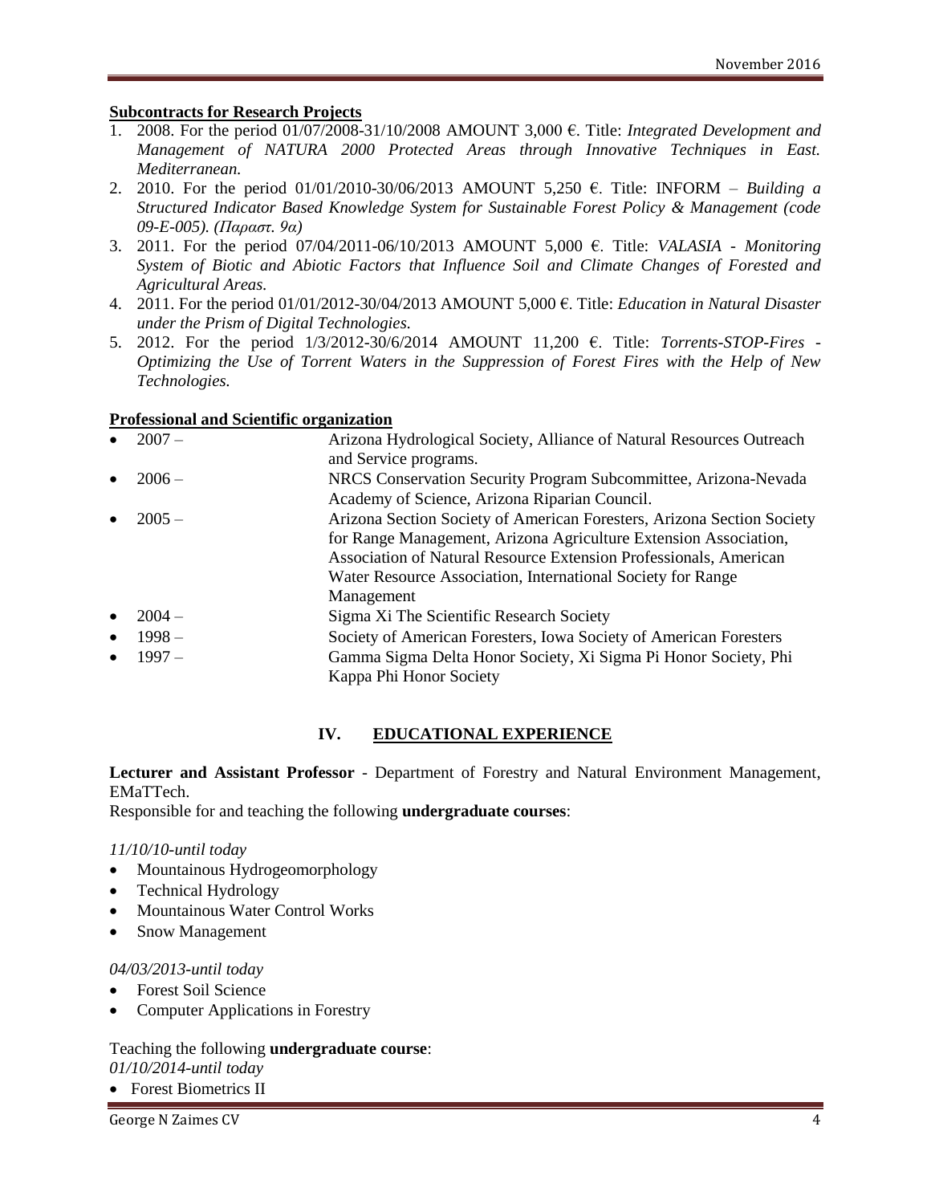**Subcontracts for Research Projects**

1. 2008. For the period 01/07/2008-31/10/2008 AMOUNT 3,000 €. Title: *Integrated Development and Management of NATURA 2000 Protected Areas through Innovative Techniques in East. Mediterranean.*
2. 2010. For the period 01/01/2010-30/06/2013 AMOUNT 5,250 €. Title: INFORM – *Building a Structured Indicator Based Knowledge System for Sustainable Forest Policy & Management (code 09-E-005). (Παραστ. 9α)*
3. 2011. For the period 07/04/2011-06/10/2013 AMOUNT 5,000 €. Title: *VALASIA - Monitoring System of Biotic and Abiotic Factors that Influence Soil and Climate Changes of Forested and Agricultural Areas.*
4. 2011. For the period 01/01/2012-30/04/2013 AMOUNT 5,000 €. Title: *Education in Natural Disaster under the Prism of Digital Technologies.*
5. 2012. For the period 1/3/2012-30/6/2014 AMOUNT 11,200 €. Title: *Torrents-STOP-Fires - Optimizing the Use of Torrent Waters in the Suppression of Forest Fires with the Help of New Technologies.*

**Professional and Scientific organization**

- 2007 – Arizona Hydrological Society, Alliance of Natural Resources Outreach and Service programs.
- 2006 – NRCS Conservation Security Program Subcommittee, Arizona-Nevada Academy of Science, Arizona Riparian Council.
- 2005 – Arizona Section Society of American Foresters, Arizona Section Society for Range Management, Arizona Agriculture Extension Association, Association of Natural Resource Extension Professionals, American Water Resource Association, International Society for Range Management
- 2004 – Sigma Xi The Scientific Research Society
- 1998 – Society of American Foresters, Iowa Society of American Foresters
- 1997 – Gamma Sigma Delta Honor Society, Xi Sigma Pi Honor Society, Phi Kappa Phi Honor Society

## IV. EDUCATIONAL EXPERIENCE

**Lecturer and Assistant Professor** - Department of Forestry and Natural Environment Management, EMaTTech.

Responsible for and teaching the following **undergraduate courses**:

*11/10/10-until today*

- Mountainous Hydrogeomorphology
- Technical Hydrology
- Mountainous Water Control Works
- Snow Management

*04/03/2013-until today*

- Forest Soil Science
- Computer Applications in Forestry

Teaching the following **undergraduate course**:

*01/10/2014-until today*

- Forest Biometrics II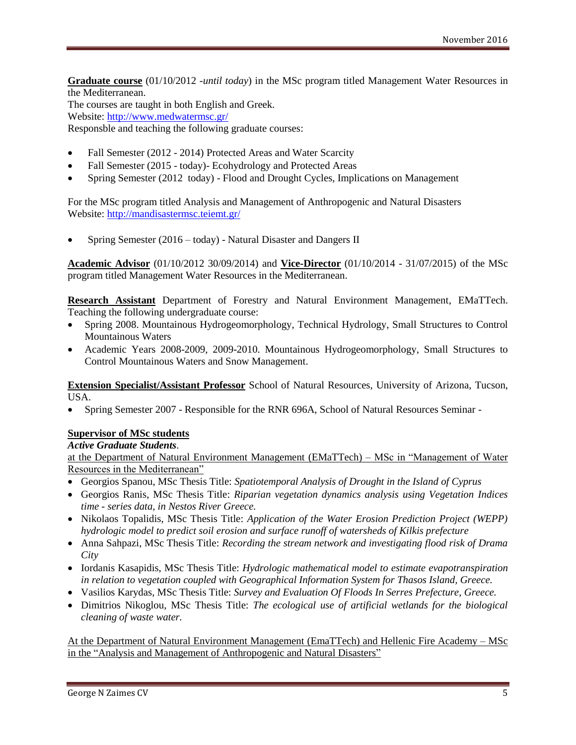**Graduate course** (01/10/2012 -*until today*) in the MSc program titled Management Water Resources in the Mediterranean.
The courses are taught in both English and Greek.
Website: http://www.medwatermsc.gr/
Responsble and teaching the following graduate courses:

- Fall Semester (2012 - 2014) Protected Areas and Water Scarcity
- Fall Semester (2015 - today)- Ecohydrology and Protected Areas
- Spring Semester (2012 today) - Flood and Drought Cycles, Implications on Management

For the MSc program titled Analysis and Management of Anthropogenic and Natural Disasters
Website: http://mandisastermsc.teiemt.gr/

- Spring Semester (2016 – today) - Natural Disaster and Dangers II

**Academic Advisor** (01/10/2012 30/09/2014) and **Vice-Director** (01/10/2014 - 31/07/2015) of the MSc program titled Management Water Resources in the Mediterranean.

**Research Assistant** Department of Forestry and Natural Environment Management, EMaTTech. Teaching the following undergraduate course:

- Spring 2008. Mountainous Hydrogeomorphology, Technical Hydrology, Small Structures to Control Mountainous Waters
- Academic Years 2008-2009, 2009-2010. Mountainous Hydrogeomorphology, Small Structures to Control Mountainous Waters and Snow Management.

**Extension Specialist/Assistant Professor** School of Natural Resources, University of Arizona, Tucson, USA.

- Spring Semester 2007 - Responsible for the RNR 696A, School of Natural Resources Seminar -

**Supervisor of MSc students**

***Active Graduate Students***.

at the Department of Natural Environment Management (EMaTTech) – MSc in "Management of Water Resources in the Mediterranean"

- Georgios Spanou, MSc Thesis Title: *Spatiotemporal Analysis of Drought in the Island of Cyprus*
- Georgios Ranis, MSc Thesis Title: *Riparian vegetation dynamics analysis using Vegetation Indices time - series data, in Nestos River Greece.*
- Nikolaos Topalidis, MSc Thesis Title: *Application of the Water Erosion Prediction Project (WEPP) hydrologic model to predict soil erosion and surface runoff of watersheds of Kilkis prefecture*
- Anna Sahpazi, MSc Thesis Title: *Recording the stream network and investigating flood risk of Drama City*
- Iordanis Kasapidis, MSc Thesis Title: *Hydrologic mathematical model to estimate evapotranspiration in relation to vegetation coupled with Geographical Information System for Thasos Island, Greece.*
- Vasilios Karydas, MSc Thesis Title: *Survey and Evaluation Of Floods In Serres Prefecture, Greece.*
- Dimitrios Nikoglou, MSc Thesis Title: *The ecological use of artificial wetlands for the biological cleaning of waste water.*

At the Department of Natural Environment Management (EmaTTech) and Hellenic Fire Academy – MSc in the "Analysis and Management of Anthropogenic and Natural Disasters"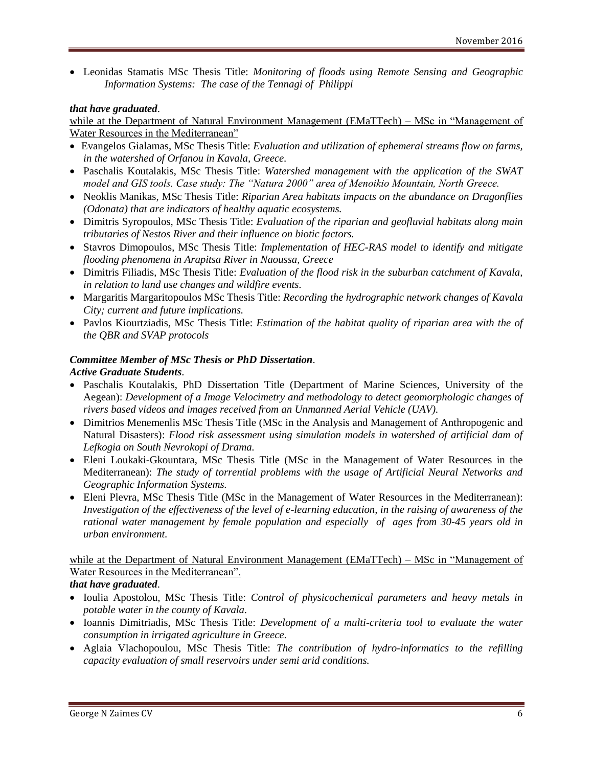- Leonidas Stamatis MSc Thesis Title: *Monitoring of floods using Remote Sensing and Geographic Information Systems: The case of the Tennagi of Philippi*

***that have graduated*.**

<u>while at the Department of Natural Environment Management (EMaTTech) – MSc in "Management of Water Resources in the Mediterranean"</u>

- Evangelos Gialamas, MSc Thesis Title: *Evaluation and utilization of ephemeral streams flow on farms, in the watershed of Orfanou in Kavala, Greece.*
- Paschalis Koutalakis, MSc Thesis Title: *Watershed management with the application of the SWAT model and GIS tools. Case study: The "Natura 2000" area of Menoikio Mountain, North Greece.*
- Neoklis Manikas, MSc Thesis Title: *Riparian Area habitats impacts on the abundance on Dragonflies (Odonata) that are indicators of healthy aquatic ecosystems.*
- Dimitris Syropoulos, MSc Thesis Title: *Evaluation of the riparian and geofluvial habitats along main tributaries of Nestos River and their influence on biotic factors.*
- Stavros Dimopoulos, MSc Thesis Title: *Implementation of HEC-RAS model to identify and mitigate flooding phenomena in Arapitsa River in Naoussa, Greece*
- Dimitris Filiadis, MSc Thesis Title: *Evaluation of the flood risk in the suburban catchment of Kavala, in relation to land use changes and wildfire events.*
- Margaritis Margaritopoulos MSc Thesis Title: *Recording the hydrographic network changes of Kavala City; current and future implications.*
- Pavlos Kiourtziadis, MSc Thesis Title: *Estimation of the habitat quality of riparian area with the of the QBR and SVAP protocols*

***Committee Member of MSc Thesis or PhD Dissertation*.**

***Active Graduate Students*.**

- Paschalis Koutalakis, PhD Dissertation Title (Department of Marine Sciences, University of the Aegean): *Development of a Image Velocimetry and methodology to detect geomorphologic changes of rivers based videos and images received from an Unmanned Aerial Vehicle (UAV).*
- Dimitrios Menemenlis MSc Thesis Title (MSc in the Analysis and Management of Anthropogenic and Natural Disasters): *Flood risk assessment using simulation models in watershed of artificial dam of Lefkogia on South Nevrokopi of Drama.*
- Eleni Loukaki-Gkountara, MSc Thesis Title (MSc in the Management of Water Resources in the Mediterranean): *The study of torrential problems with the usage of Artificial Neural Networks and Geographic Information Systems.*
- Eleni Plevra, MSc Thesis Title (MSc in the Management of Water Resources in the Mediterranean): *Investigation of the effectiveness of the level of e-learning education, in the raising of awareness of the rational water management by female population and especially of ages from 30-45 years old in urban environment.*

<u>while at the Department of Natural Environment Management (EMaTTech) – MSc in "Management of Water Resources in the Mediterranean".</u>

***that have graduated*.**

- Ioulia Apostolou, MSc Thesis Title: *Control of physicochemical parameters and heavy metals in potable water in the county of Kavala.*
- Ioannis Dimitriadis, MSc Thesis Title: *Development of a multi-criteria tool to evaluate the water consumption in irrigated agriculture in Greece.*
- Aglaia Vlachopoulou, MSc Thesis Title: *The contribution of hydro-informatics to the refilling capacity evaluation of small reservoirs under semi arid conditions.*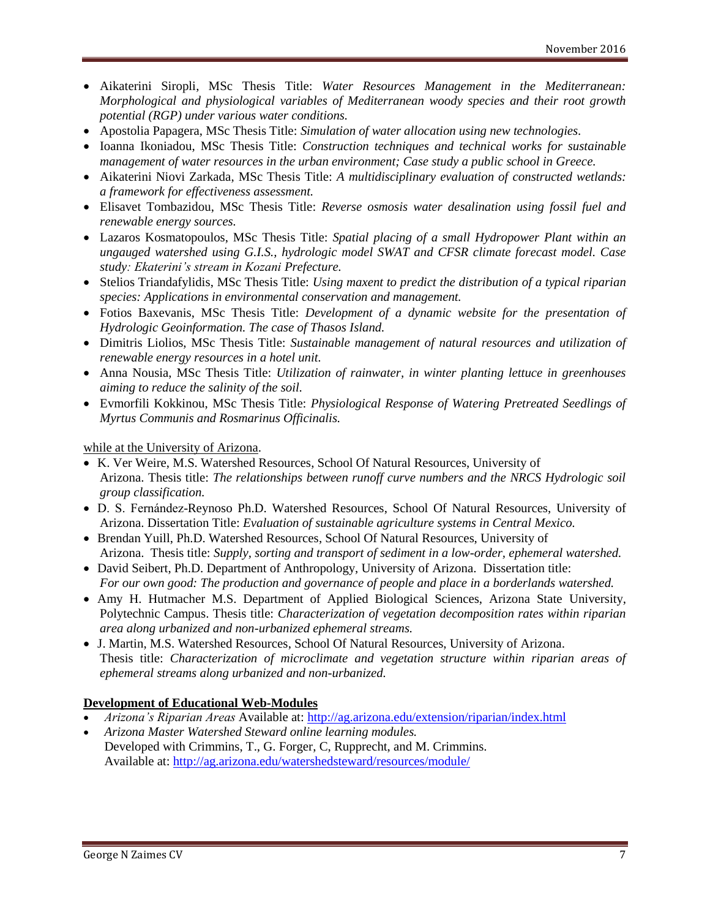- Aikaterini Siropli, MSc Thesis Title: *Water Resources Management in the Mediterranean: Morphological and physiological variables of Mediterranean woody species and their root growth potential (RGP) under various water conditions.*
- Apostolia Papagera, MSc Thesis Title: *Simulation of water allocation using new technologies.*
- Ioanna Ikoniadou, MSc Thesis Title: *Construction techniques and technical works for sustainable management of water resources in the urban environment; Case study a public school in Greece.*
- Aikaterini Niovi Zarkada, MSc Thesis Title: *A multidisciplinary evaluation of constructed wetlands: a framework for effectiveness assessment.*
- Elisavet Tombazidou, MSc Thesis Title: *Reverse osmosis water desalination using fossil fuel and renewable energy sources.*
- Lazaros Kosmatopoulos, MSc Thesis Title: *Spatial placing of a small Hydropower Plant within an ungauged watershed using G.I.S., hydrologic model SWAT and CFSR climate forecast model. Case study: Ekaterini's stream in Kozani Prefecture.*
- Stelios Triandafylidis, MSc Thesis Title: *Using maxent to predict the distribution of a typical riparian species: Applications in environmental conservation and management.*
- Fotios Baxevanis, MSc Thesis Title: *Development of a dynamic website for the presentation of Hydrologic Geoinformation. The case of Thasos Island.*
- Dimitris Liolios, MSc Thesis Title: *Sustainable management of natural resources and utilization of renewable energy resources in a hotel unit.*
- Anna Nousia, MSc Thesis Title: *Utilization of rainwater, in winter planting lettuce in greenhouses aiming to reduce the salinity of the soil.*
- Evmorfili Kokkinou, MSc Thesis Title: *Physiological Response of Watering Pretreated Seedlings of Myrtus Communis and Rosmarinus Officinalis.*

while at the University of Arizona.

- K. Ver Weire, M.S. Watershed Resources, School Of Natural Resources, University of Arizona. Thesis title: *The relationships between runoff curve numbers and the NRCS Hydrologic soil group classification.*
- D. S. Fernández-Reynoso Ph.D. Watershed Resources, School Of Natural Resources, University of Arizona. Dissertation Title: *Evaluation of sustainable agriculture systems in Central Mexico.*
- Brendan Yuill, Ph.D. Watershed Resources, School Of Natural Resources, University of Arizona. Thesis title: *Supply, sorting and transport of sediment in a low-order, ephemeral watershed.*
- David Seibert, Ph.D. Department of Anthropology, University of Arizona. Dissertation title: *For our own good: The production and governance of people and place in a borderlands watershed.*
- Amy H. Hutmacher M.S. Department of Applied Biological Sciences, Arizona State University, Polytechnic Campus. Thesis title: *Characterization of vegetation decomposition rates within riparian area along urbanized and non-urbanized ephemeral streams.*
- J. Martin, M.S. Watershed Resources, School Of Natural Resources, University of Arizona. Thesis title: *Characterization of microclimate and vegetation structure within riparian areas of ephemeral streams along urbanized and non-urbanized.*

**Development of Educational Web-Modules**

- *Arizona's Riparian Areas* Available at: http://ag.arizona.edu/extension/riparian/index.html
- *Arizona Master Watershed Steward online learning modules.*
  Developed with Crimmins, T., G. Forger, C, Rupprecht, and M. Crimmins.
  Available at: http://ag.arizona.edu/watershedsteward/resources/module/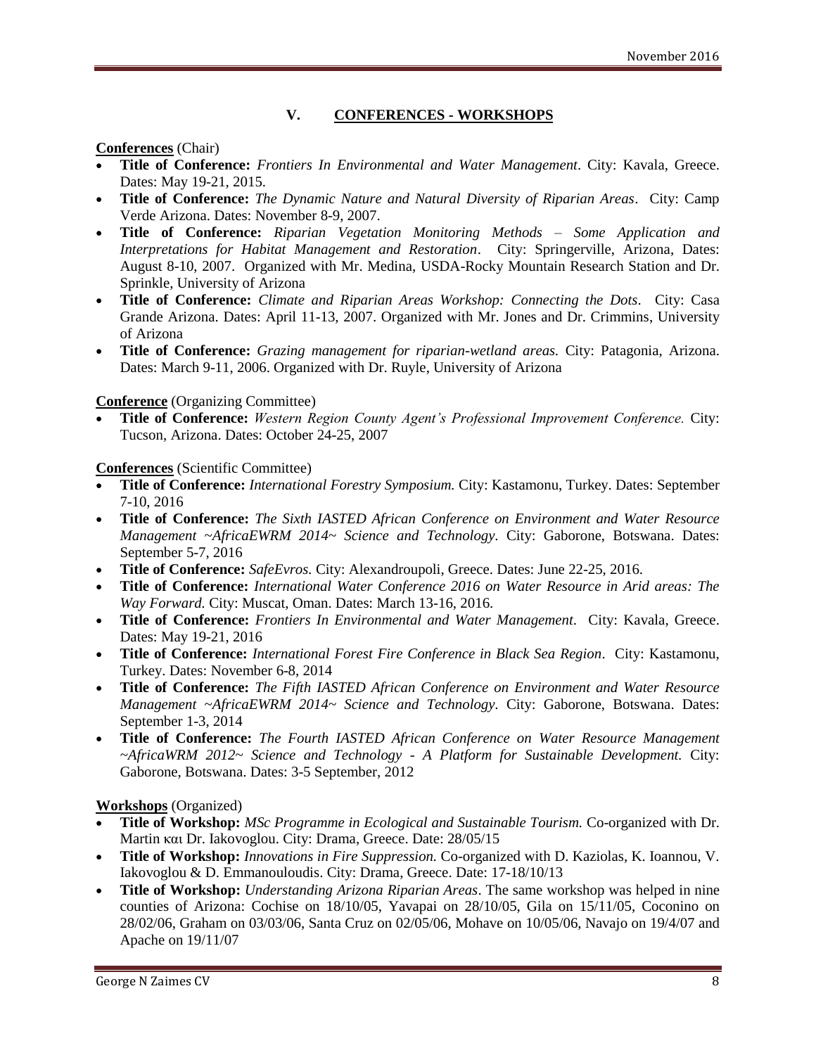## V. CONFERENCES - WORKSHOPS

**Conferences** (Chair)

- **Title of Conference:** *Frontiers In Environmental and Water Management*. City: Kavala, Greece. Dates: May 19-21, 2015.
- **Title of Conference:** *The Dynamic Nature and Natural Diversity of Riparian Areas*. City: Camp Verde Arizona. Dates: November 8-9, 2007.
- **Title of Conference:** *Riparian Vegetation Monitoring Methods – Some Application and Interpretations for Habitat Management and Restoration*. City: Springerville, Arizona, Dates: August 8-10, 2007. Organized with Mr. Medina, USDA-Rocky Mountain Research Station and Dr. Sprinkle, University of Arizona
- **Title of Conference:** *Climate and Riparian Areas Workshop: Connecting the Dots*. City: Casa Grande Arizona. Dates: April 11-13, 2007. Organized with Mr. Jones and Dr. Crimmins, University of Arizona
- **Title of Conference:** *Grazing management for riparian-wetland areas.* City: Patagonia, Arizona. Dates: March 9-11, 2006. Organized with Dr. Ruyle, University of Arizona

**Conference** (Organizing Committee)

- **Title of Conference:** *Western Region County Agent's Professional Improvement Conference.* City: Tucson, Arizona. Dates: October 24-25, 2007

**Conferences** (Scientific Committee)

- **Title of Conference:** *International Forestry Symposium.* City: Kastamonu, Turkey. Dates: September 7-10, 2016
- **Title of Conference:** *The Sixth IASTED African Conference on Environment and Water Resource Management ~AfricaEWRM 2014~ Science and Technology.* City: Gaborone, Botswana. Dates: September 5-7, 2016
- **Title of Conference:** *SafeEvros.* City: Alexandroupoli, Greece. Dates: June 22-25, 2016.
- **Title of Conference:** *International Water Conference 2016 on Water Resource in Arid areas: The Way Forward.* City: Muscat, Oman. Dates: March 13-16, 2016.
- **Title of Conference:** *Frontiers In Environmental and Water Management.* City: Kavala, Greece. Dates: May 19-21, 2016
- **Title of Conference:** *International Forest Fire Conference in Black Sea Region*. City: Kastamonu, Turkey. Dates: November 6-8, 2014
- **Title of Conference:** *The Fifth IASTED African Conference on Environment and Water Resource Management ~AfricaEWRM 2014~ Science and Technology.* City: Gaborone, Botswana. Dates: September 1-3, 2014
- **Title of Conference:** *The Fourth IASTED African Conference on Water Resource Management ~AfricaWRM 2012~ Science and Technology - A Platform for Sustainable Development.* City: Gaborone, Botswana. Dates: 3-5 September, 2012

**Workshops** (Organized)

- **Title of Workshop:** *MSc Programme in Ecological and Sustainable Tourism.* Co-organized with Dr. Martin και Dr. Iakovoglou. City: Drama, Greece. Date: 28/05/15
- **Title of Workshop:** *Innovations in Fire Suppression.* Co-organized with D. Kaziolas, K. Ioannou, V. Iakovoglou & D. Emmanouloudis. City: Drama, Greece. Date: 17-18/10/13
- **Title of Workshop:** *Understanding Arizona Riparian Areas*. The same workshop was helped in nine counties of Arizona: Cochise on 18/10/05, Yavapai on 28/10/05, Gila on 15/11/05, Coconino on 28/02/06, Graham on 03/03/06, Santa Cruz on 02/05/06, Mohave on 10/05/06, Navajo on 19/4/07 and Apache on 19/11/07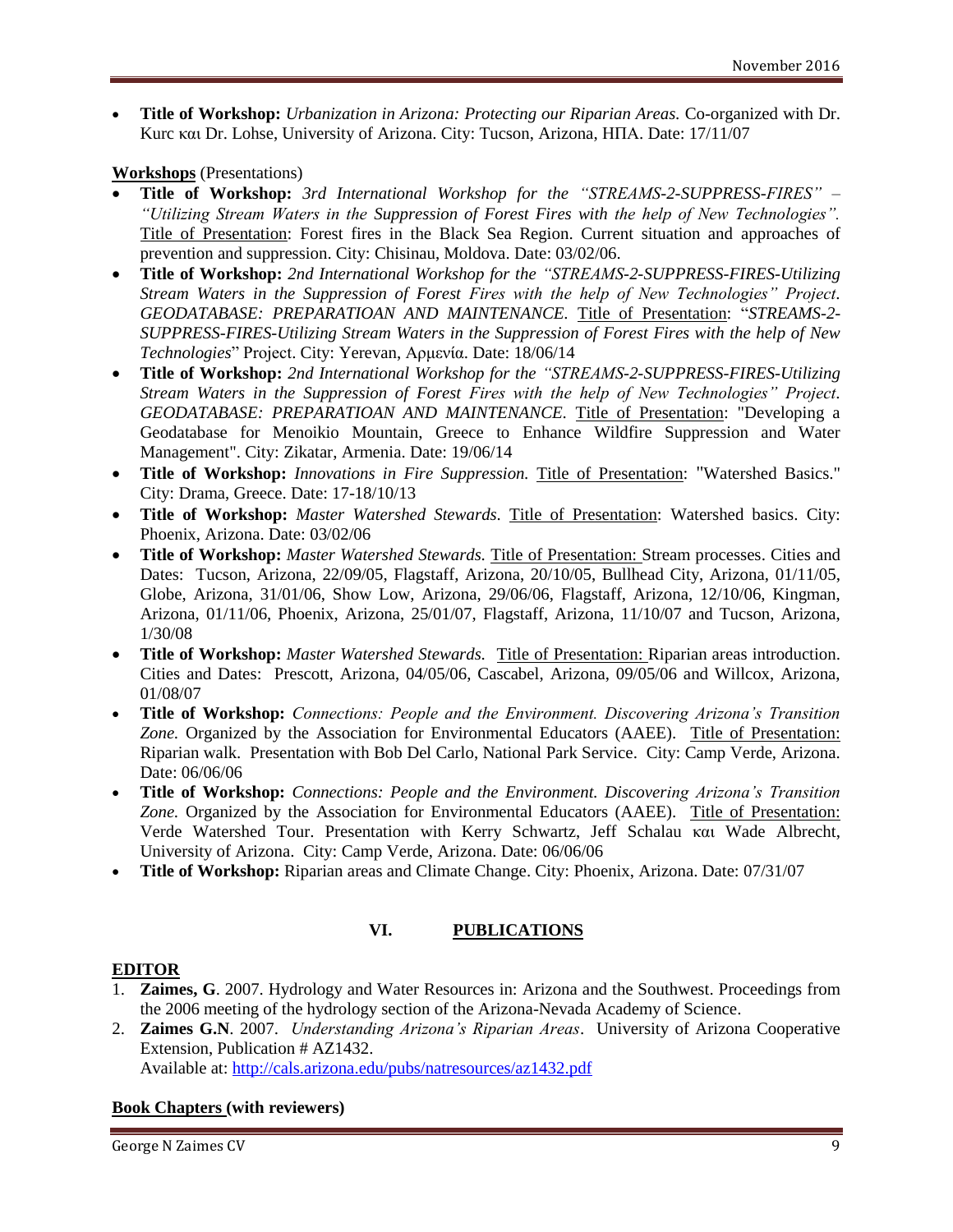- **Title of Workshop:** *Urbanization in Arizona: Protecting our Riparian Areas.* Co-organized with Dr. Kurc και Dr. Lohse, University of Arizona. City: Tucson, Arizona, ΗΠΑ. Date: 17/11/07

**Workshops** (Presentations)

- **Title of Workshop:** *3rd International Workshop for the "STREAMS-2-SUPPRESS-FIRES" – "Utilizing Stream Waters in the Suppression of Forest Fires with the help of New Technologies".* Title of Presentation: Forest fires in the Black Sea Region. Current situation and approaches of prevention and suppression. City: Chisinau, Moldova. Date: 03/02/06.
- **Title of Workshop:** *2nd International Workshop for the "STREAMS-2-SUPPRESS-FIRES-Utilizing Stream Waters in the Suppression of Forest Fires with the help of New Technologies" Project. GEODATABASE: PREPARATIOAN AND MAINTENANCE.* Title of Presentation: "*STREAMS-2-SUPPRESS-FIRES-Utilizing Stream Waters in the Suppression of Forest Fires with the help of New Technologies*" Project. City: Yerevan, Αρμενία. Date: 18/06/14
- **Title of Workshop:** *2nd International Workshop for the "STREAMS-2-SUPPRESS-FIRES-Utilizing Stream Waters in the Suppression of Forest Fires with the help of New Technologies" Project. GEODATABASE: PREPARATIOAN AND MAINTENANCE.* Title of Presentation: "Developing a Geodatabase for Menoikio Mountain, Greece to Enhance Wildfire Suppression and Water Management". City: Zikatar, Armenia. Date: 19/06/14
- **Title of Workshop:** *Innovations in Fire Suppression.* Title of Presentation: "Watershed Basics." City: Drama, Greece. Date: 17-18/10/13
- **Title of Workshop:** *Master Watershed Stewards.* Title of Presentation: Watershed basics. City: Phoenix, Arizona. Date: 03/02/06
- **Title of Workshop:** *Master Watershed Stewards.* Title of Presentation: Stream processes. Cities and Dates: Tucson, Arizona, 22/09/05, Flagstaff, Arizona, 20/10/05, Bullhead City, Arizona, 01/11/05, Globe, Arizona, 31/01/06, Show Low, Arizona, 29/06/06, Flagstaff, Arizona, 12/10/06, Kingman, Arizona, 01/11/06, Phoenix, Arizona, 25/01/07, Flagstaff, Arizona, 11/10/07 and Tucson, Arizona, 1/30/08
- **Title of Workshop:** *Master Watershed Stewards.* Title of Presentation: Riparian areas introduction. Cities and Dates: Prescott, Arizona, 04/05/06, Cascabel, Arizona, 09/05/06 and Willcox, Arizona, 01/08/07
- **Title of Workshop:** *Connections: People and the Environment. Discovering Arizona's Transition Zone.* Organized by the Association for Environmental Educators (AAEE). Title of Presentation: Riparian walk. Presentation with Bob Del Carlo, National Park Service. City: Camp Verde, Arizona. Date: 06/06/06
- **Title of Workshop:** *Connections: People and the Environment. Discovering Arizona's Transition Zone.* Organized by the Association for Environmental Educators (AAEE). Title of Presentation: Verde Watershed Tour. Presentation with Kerry Schwartz, Jeff Schalau και Wade Albrecht, University of Arizona. City: Camp Verde, Arizona. Date: 06/06/06
- **Title of Workshop:** Riparian areas and Climate Change. City: Phoenix, Arizona. Date: 07/31/07

## VI. PUBLICATIONS

**EDITOR**

1. **Zaimes, G**. 2007. Hydrology and Water Resources in: Arizona and the Southwest. Proceedings from the 2006 meeting of the hydrology section of the Arizona-Nevada Academy of Science.
2. **Zaimes G.N**. 2007. *Understanding Arizona's Riparian Areas*. University of Arizona Cooperative Extension, Publication # AZ1432.
   Available at: http://cals.arizona.edu/pubs/natresources/az1432.pdf

**Book Chapters (with reviewers)**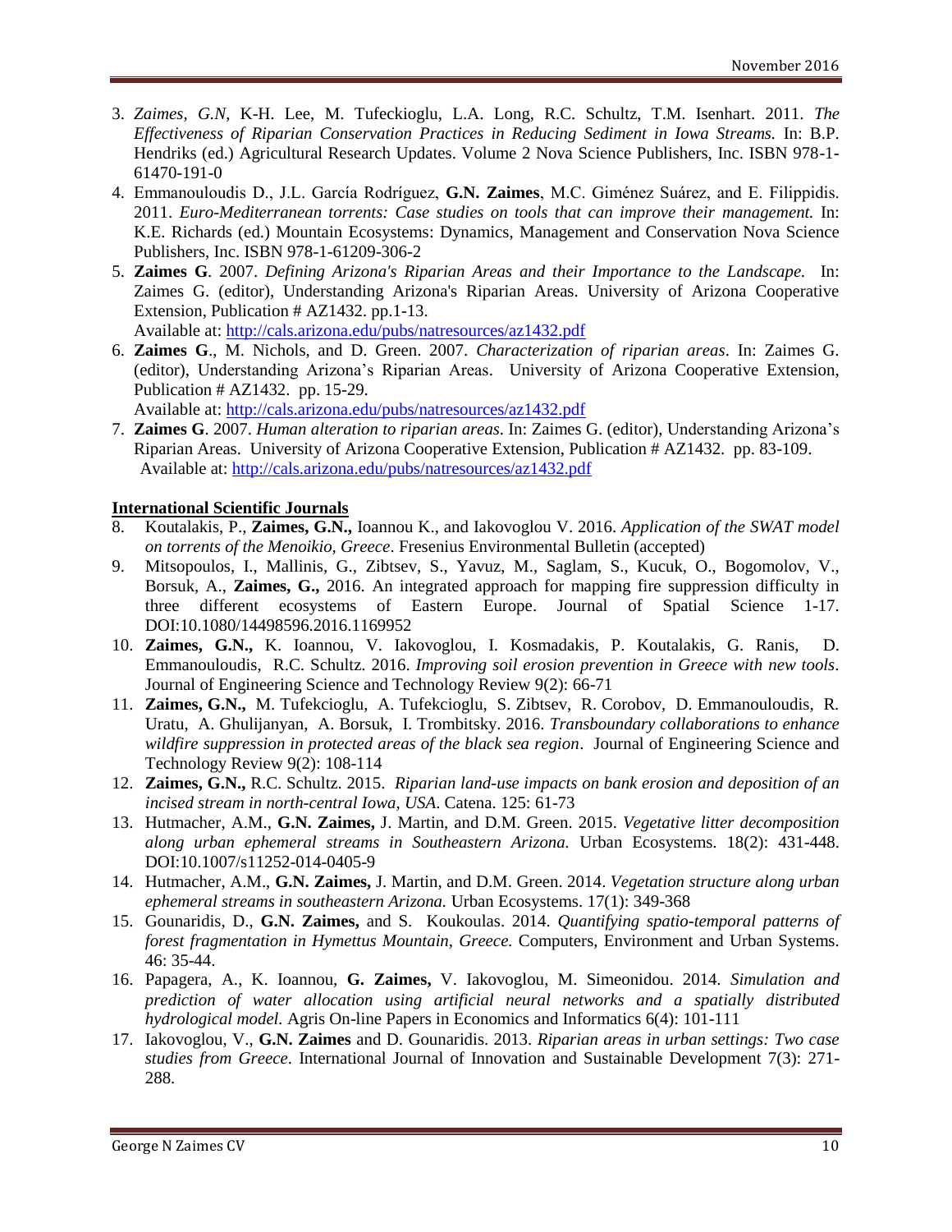3. *Zaimes, G.N*, K-H. Lee, M. Tufeckioglu, L.A. Long, R.C. Schultz, T.M. Isenhart. 2011. *The Effectiveness of Riparian Conservation Practices in Reducing Sediment in Iowa Streams.* In: B.P. Hendriks (ed.) Agricultural Research Updates. Volume 2 Nova Science Publishers, Inc. ISBN 978-1-61470-191-0
4. Emmanouloudis D., J.L. García Rodríguez, **G.N. Zaimes**, M.C. Giménez Suárez, and E. Filippidis. 2011. *Euro-Mediterranean torrents: Case studies on tools that can improve their management.* In: K.E. Richards (ed.) Mountain Ecosystems: Dynamics, Management and Conservation Nova Science Publishers, Inc. ISBN 978-1-61209-306-2
5. **Zaimes G**. 2007. *Defining Arizona's Riparian Areas and their Importance to the Landscape.* In: Zaimes G. (editor), Understanding Arizona's Riparian Areas. University of Arizona Cooperative Extension, Publication # AZ1432. pp.1-13.
   Available at: http://cals.arizona.edu/pubs/natresources/az1432.pdf
6. **Zaimes G**., M. Nichols, and D. Green. 2007. *Characterization of riparian areas*. In: Zaimes G. (editor), Understanding Arizona's Riparian Areas. University of Arizona Cooperative Extension, Publication # AZ1432. pp. 15-29.
   Available at: http://cals.arizona.edu/pubs/natresources/az1432.pdf
7. **Zaimes G**. 2007. *Human alteration to riparian areas*. In: Zaimes G. (editor), Understanding Arizona's Riparian Areas. University of Arizona Cooperative Extension, Publication # AZ1432. pp. 83-109.
   Available at: http://cals.arizona.edu/pubs/natresources/az1432.pdf

**International Scientific Journals**

8. Koutalakis, P., **Zaimes, G.N.,** Ioannou K., and Iakovoglou V. 2016. *Application of the SWAT model on torrents of the Menoikio, Greece*. Fresenius Environmental Bulletin (accepted)
9. Mitsopoulos, I., Mallinis, G., Zibtsev, S., Yavuz, M., Saglam, S., Kucuk, O., Bogomolov, V., Borsuk, A., **Zaimes, G.,** 2016. An integrated approach for mapping fire suppression difficulty in three different ecosystems of Eastern Europe. Journal of Spatial Science 1-17. DOI:10.1080/14498596.2016.1169952
10. **Zaimes, G.N.,** K. Ioannou, V. Iakovoglou, I. Kosmadakis, P. Koutalakis, G. Ranis, D. Emmanouloudis, R.C. Schultz. 2016. *Improving soil erosion prevention in Greece with new tools*. Journal of Engineering Science and Technology Review 9(2): 66-71
11. **Zaimes, G.N.,** M. Tufekcioglu, A. Tufekcioglu, S. Zibtsev, R. Corobov, D. Emmanouloudis, R. Uratu, A. Ghulijanyan, A. Borsuk, I. Trombitsky. 2016. *Transboundary collaborations to enhance wildfire suppression in protected areas of the black sea region*. Journal of Engineering Science and Technology Review 9(2): 108-114
12. **Zaimes, G.N.,** R.C. Schultz. 2015. *Riparian land-use impacts on bank erosion and deposition of an incised stream in north-central Iowa, USA*. Catena. 125: 61-73
13. Hutmacher, A.M., **G.N. Zaimes,** J. Martin, and D.M. Green. 2015. *Vegetative litter decomposition along urban ephemeral streams in Southeastern Arizona.* Urban Ecosystems. 18(2): 431-448. DOI:10.1007/s11252-014-0405-9
14. Hutmacher, A.M., **G.N. Zaimes,** J. Martin, and D.M. Green. 2014. *Vegetation structure along urban ephemeral streams in southeastern Arizona.* Urban Ecosystems. 17(1): 349-368
15. Gounaridis, D., **G.N. Zaimes,** and S. Koukoulas. 2014. *Quantifying spatio-temporal patterns of forest fragmentation in Hymettus Mountain, Greece.* Computers, Environment and Urban Systems. 46: 35-44.
16. Papagera, A., K. Ioannou, **G. Zaimes,** V. Iakovoglou, M. Simeonidou. 2014. *Simulation and prediction of water allocation using artificial neural networks and a spatially distributed hydrological model.* Agris On-line Papers in Economics and Informatics 6(4): 101-111
17. Iakovoglou, V., **G.N. Zaimes** and D. Gounaridis. 2013. *Riparian areas in urban settings: Two case studies from Greece*. International Journal of Innovation and Sustainable Development 7(3): 271-288.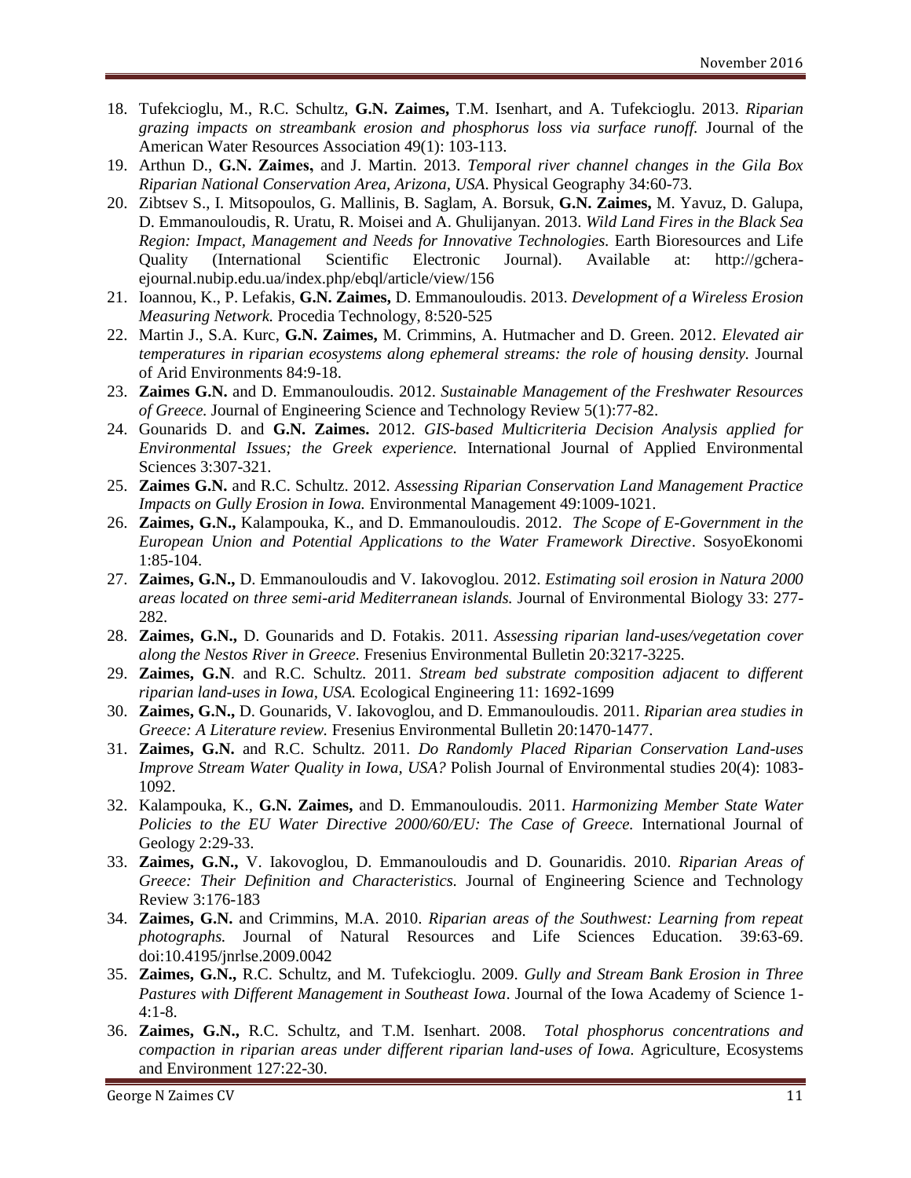18. Tufekcioglu, M., R.C. Schultz, **G.N. Zaimes,** T.M. Isenhart, and A. Tufekcioglu. 2013. *Riparian grazing impacts on streambank erosion and phosphorus loss via surface runoff.* Journal of the American Water Resources Association 49(1): 103-113.
19. Arthun D., **G.N. Zaimes,** and J. Martin. 2013. *Temporal river channel changes in the Gila Box Riparian National Conservation Area, Arizona, USA*. Physical Geography 34:60-73.
20. Zibtsev S., I. Mitsopoulos, G. Mallinis, B. Saglam, A. Borsuk, **G.N. Zaimes,** M. Yavuz, D. Galupa, D. Emmanouloudis, R. Uratu, R. Moisei and A. Ghulijanyan. 2013. *Wild Land Fires in the Black Sea Region: Impact, Management and Needs for Innovative Technologies.* Earth Bioresources and Life Quality (International Scientific Electronic Journal). Available at: http://gchera-ejournal.nubip.edu.ua/index.php/ebql/article/view/156
21. Ioannou, K., P. Lefakis, **G.N. Zaimes,** D. Emmanouloudis. 2013. *Development of a Wireless Erosion Measuring Network.* Procedia Technology, 8:520-525
22. Martin J., S.A. Kurc, **G.N. Zaimes,** M. Crimmins, A. Hutmacher and D. Green. 2012. *Elevated air temperatures in riparian ecosystems along ephemeral streams: the role of housing density.* Journal of Arid Environments 84:9-18.
23. **Zaimes G.N.** and D. Emmanouloudis. 2012. *Sustainable Management of the Freshwater Resources of Greece.* Journal of Engineering Science and Technology Review 5(1):77-82.
24. Gounarids D. and **G.N. Zaimes.** 2012. *GIS-based Multicriteria Decision Analysis applied for Environmental Issues; the Greek experience.* International Journal of Applied Environmental Sciences 3:307-321.
25. **Zaimes G.N.** and R.C. Schultz. 2012. *Assessing Riparian Conservation Land Management Practice Impacts on Gully Erosion in Iowa.* Environmental Management 49:1009-1021.
26. **Zaimes, G.N.,** Kalampouka, K., and D. Emmanouloudis. 2012. *The Scope of E-Government in the European Union and Potential Applications to the Water Framework Directive*. SosyoEkonomi 1:85-104.
27. **Zaimes, G.N.,** D. Emmanouloudis and V. Iakovoglou. 2012. *Estimating soil erosion in Natura 2000 areas located on three semi-arid Mediterranean islands.* Journal of Environmental Biology 33: 277-282.
28. **Zaimes, G.N.,** D. Gounarids and D. Fotakis. 2011. *Assessing riparian land-uses/vegetation cover along the Nestos River in Greece.* Fresenius Environmental Bulletin 20:3217-3225.
29. **Zaimes, G.N**. and R.C. Schultz. 2011. *Stream bed substrate composition adjacent to different riparian land-uses in Iowa, USA.* Ecological Engineering 11: 1692-1699
30. **Zaimes, G.N.,** D. Gounarids, V. Iakovoglou, and D. Emmanouloudis. 2011. *Riparian area studies in Greece: A Literature review.* Fresenius Environmental Bulletin 20:1470-1477.
31. **Zaimes, G.N.** and R.C. Schultz. 2011. *Do Randomly Placed Riparian Conservation Land-uses Improve Stream Water Quality in Iowa, USA?* Polish Journal of Environmental studies 20(4): 1083-1092.
32. Kalampouka, K., **G.N. Zaimes,** and D. Emmanouloudis. 2011. *Harmonizing Member State Water Policies to the EU Water Directive 2000/60/EU: The Case of Greece.* International Journal of Geology 2:29-33.
33. **Zaimes, G.N.,** V. Iakovoglou, D. Emmanouloudis and D. Gounaridis. 2010. *Riparian Areas of Greece: Their Definition and Characteristics.* Journal of Engineering Science and Technology Review 3:176-183
34. **Zaimes, G.N.** and Crimmins, M.A. 2010. *Riparian areas of the Southwest: Learning from repeat photographs.* Journal of Natural Resources and Life Sciences Education. 39:63-69. doi:10.4195/jnrlse.2009.0042
35. **Zaimes, G.N.,** R.C. Schultz, and M. Tufekcioglu. 2009. *Gully and Stream Bank Erosion in Three Pastures with Different Management in Southeast Iowa*. Journal of the Iowa Academy of Science 1-4:1-8.
36. **Zaimes, G.N.,** R.C. Schultz, and T.M. Isenhart. 2008. *Total phosphorus concentrations and compaction in riparian areas under different riparian land-uses of Iowa.* Agriculture, Ecosystems and Environment 127:22-30.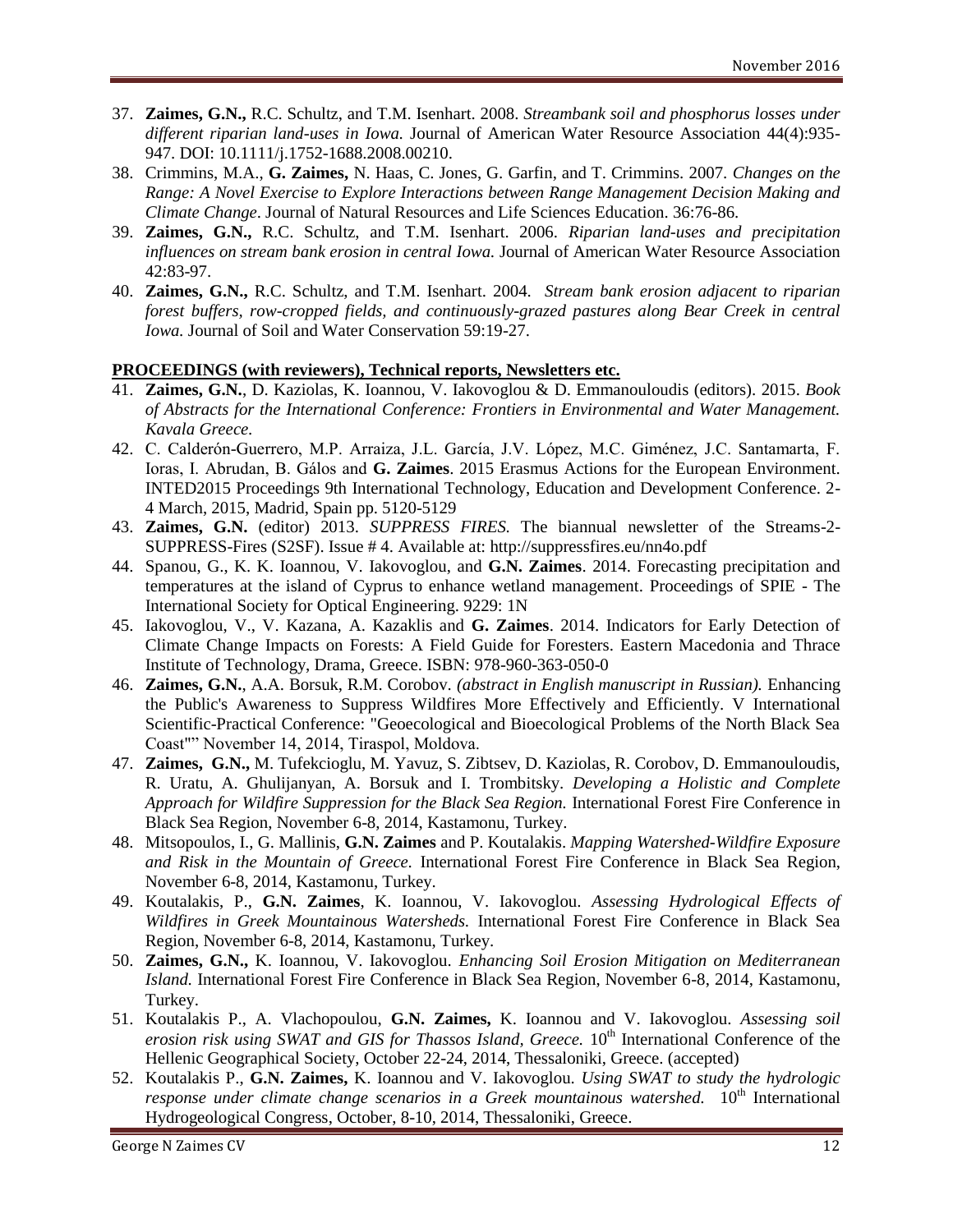37. **Zaimes, G.N.,** R.C. Schultz, and T.M. Isenhart. 2008. *Streambank soil and phosphorus losses under different riparian land-uses in Iowa.* Journal of American Water Resource Association 44(4):935-947. DOI: 10.1111/j.1752-1688.2008.00210.
38. Crimmins, M.A., **G. Zaimes,** N. Haas, C. Jones, G. Garfin, and T. Crimmins. 2007. *Changes on the Range: A Novel Exercise to Explore Interactions between Range Management Decision Making and Climate Change*. Journal of Natural Resources and Life Sciences Education. 36:76-86.
39. **Zaimes, G.N.,** R.C. Schultz, and T.M. Isenhart. 2006. *Riparian land-uses and precipitation influences on stream bank erosion in central Iowa.* Journal of American Water Resource Association 42:83-97.
40. **Zaimes, G.N.,** R.C. Schultz, and T.M. Isenhart. 2004. *Stream bank erosion adjacent to riparian forest buffers, row-cropped fields, and continuously-grazed pastures along Bear Creek in central Iowa.* Journal of Soil and Water Conservation 59:19-27.

**PROCEEDINGS (with reviewers), Technical reports, Newsletters etc.**

41. **Zaimes, G.N.**, D. Kaziolas, K. Ioannou, V. Iakovoglou & D. Emmanouloudis (editors). 2015. *Book of Abstracts for the International Conference: Frontiers in Environmental and Water Management. Kavala Greece.*
42. C. Calderón-Guerrero, M.P. Arraiza, J.L. García, J.V. López, M.C. Giménez, J.C. Santamarta, F. Ioras, I. Abrudan, B. Gálos and **G. Zaimes**. 2015 Erasmus Actions for the European Environment. INTED2015 Proceedings 9th International Technology, Education and Development Conference. 2-4 March, 2015, Madrid, Spain pp. 5120-5129
43. **Zaimes, G.N.** (editor) 2013. *SUPPRESS FIRES.* The biannual newsletter of the Streams-2-SUPPRESS-Fires (S2SF). Issue # 4. Available at: http://suppressfires.eu/nn4o.pdf
44. Spanou, G., K. K. Ioannou, V. Iakovoglou, and **G.N. Zaimes**. 2014. Forecasting precipitation and temperatures at the island of Cyprus to enhance wetland management. Proceedings of SPIE - The International Society for Optical Engineering. 9229: 1N
45. Iakovoglou, V., V. Kazana, A. Kazaklis and **G. Zaimes**. 2014. Indicators for Early Detection of Climate Change Impacts on Forests: A Field Guide for Foresters. Eastern Macedonia and Thrace Institute of Technology, Drama, Greece. ISBN: 978-960-363-050-0
46. **Zaimes, G.N.**, A.A. Borsuk, R.M. Corobov. *(abstract in English manuscript in Russian).* Enhancing the Public's Awareness to Suppress Wildfires More Effectively and Efficiently. V International Scientific-Practical Conference: "Geoecological and Bioecological Problems of the North Black Sea Coast"" November 14, 2014, Tiraspol, Moldova.
47. **Zaimes, G.N.,** M. Tufekcioglu, M. Yavuz, S. Zibtsev, D. Kaziolas, R. Corobov, D. Emmanouloudis, R. Uratu, A. Ghulijanyan, A. Borsuk and I. Trombitsky. *Developing a Holistic and Complete Approach for Wildfire Suppression for the Black Sea Region.* International Forest Fire Conference in Black Sea Region, November 6-8, 2014, Kastamonu, Turkey.
48. Mitsopoulos, I., G. Mallinis, **G.N. Zaimes** and P. Koutalakis. *Mapping Watershed-Wildfire Exposure and Risk in the Mountain of Greece.* International Forest Fire Conference in Black Sea Region, November 6-8, 2014, Kastamonu, Turkey.
49. Koutalakis, P., **G.N. Zaimes**, K. Ioannou, V. Iakovoglou. *Assessing Hydrological Effects of Wildfires in Greek Mountainous Watersheds.* International Forest Fire Conference in Black Sea Region, November 6-8, 2014, Kastamonu, Turkey.
50. **Zaimes, G.N.,** K. Ioannou, V. Iakovoglou. *Enhancing Soil Erosion Mitigation on Mediterranean Island.* International Forest Fire Conference in Black Sea Region, November 6-8, 2014, Kastamonu, Turkey.
51. Koutalakis P., A. Vlachopoulou, **G.N. Zaimes,** K. Ioannou and V. Iakovoglou. *Assessing soil erosion risk using SWAT and GIS for Thassos Island, Greece.* 10th International Conference of the Hellenic Geographical Society, October 22-24, 2014, Thessaloniki, Greece. (accepted)
52. Koutalakis P., **G.N. Zaimes,** K. Ioannou and V. Iakovoglou. *Using SWAT to study the hydrologic response under climate change scenarios in a Greek mountainous watershed.* 10th International Hydrogeological Congress, October, 8-10, 2014, Thessaloniki, Greece.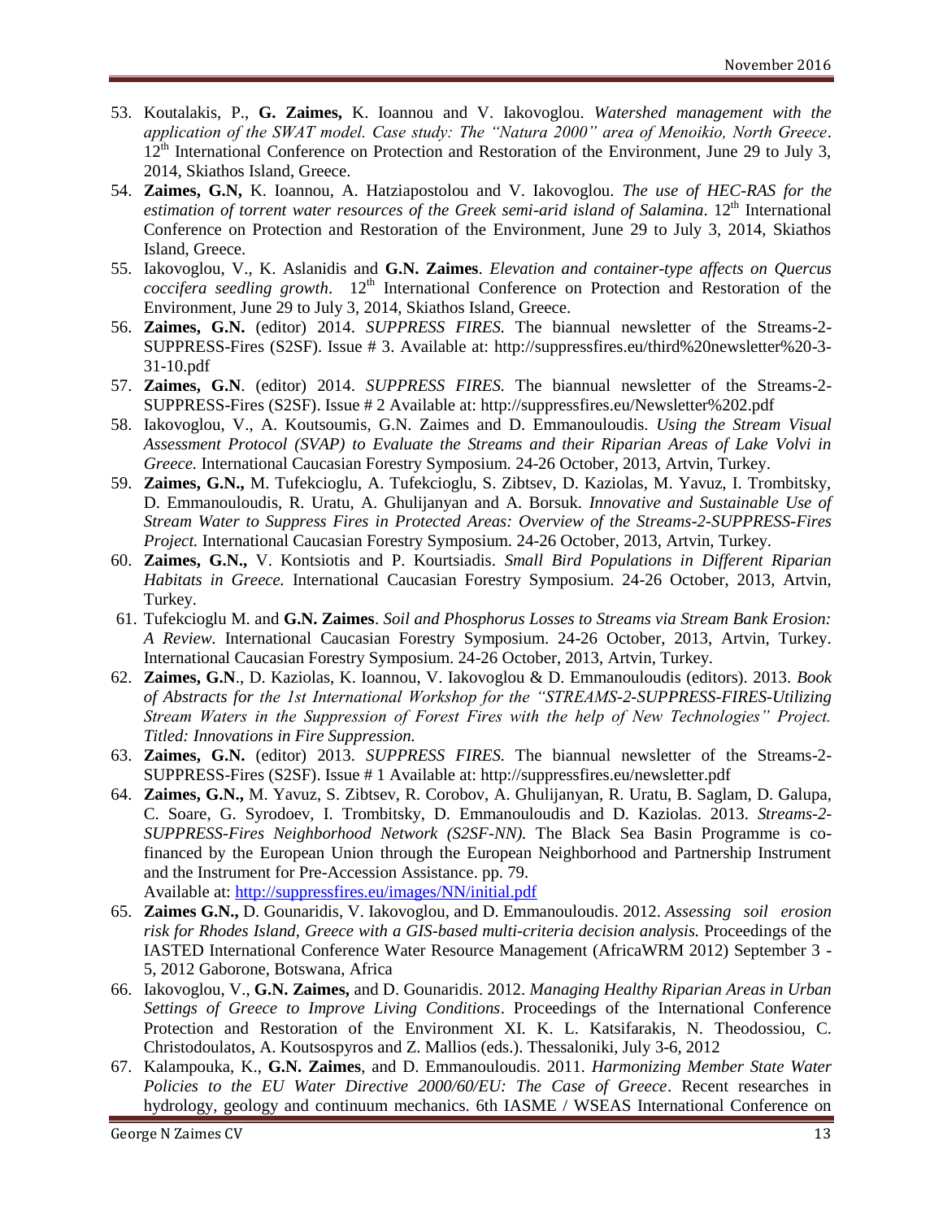53. Koutalakis, P., **G. Zaimes,** K. Ioannou and V. Iakovoglou. *Watershed management with the application of the SWAT model. Case study: The "Natura 2000" area of Menoikio, North Greece*. 12th International Conference on Protection and Restoration of the Environment, June 29 to July 3, 2014, Skiathos Island, Greece.
54. **Zaimes, G.N,** K. Ioannou, A. Hatziapostolou and V. Iakovoglou. *The use of HEC-RAS for the estimation of torrent water resources of the Greek semi-arid island of Salamina*. 12th International Conference on Protection and Restoration of the Environment, June 29 to July 3, 2014, Skiathos Island, Greece.
55. Iakovoglou, V., K. Aslanidis and **G.N. Zaimes**. *Elevation and container-type affects on Quercus coccifera seedling growth*. 12th International Conference on Protection and Restoration of the Environment, June 29 to July 3, 2014, Skiathos Island, Greece.
56. **Zaimes, G.N.** (editor) 2014. *SUPPRESS FIRES.* The biannual newsletter of the Streams-2-SUPPRESS-Fires (S2SF). Issue # 3. Available at: http://suppressfires.eu/third%20newsletter%20-3-31-10.pdf
57. **Zaimes, G.N**. (editor) 2014. *SUPPRESS FIRES.* The biannual newsletter of the Streams-2-SUPPRESS-Fires (S2SF). Issue # 2 Available at: http://suppressfires.eu/Newsletter%202.pdf
58. Iakovoglou, V., A. Koutsoumis, G.N. Zaimes and D. Emmanouloudis. *Using the Stream Visual Assessment Protocol (SVAP) to Evaluate the Streams and their Riparian Areas of Lake Volvi in Greece.* International Caucasian Forestry Symposium. 24-26 October, 2013, Artvin, Turkey.
59. **Zaimes, G.N.,** M. Tufekcioglu, A. Tufekcioglu, S. Zibtsev, D. Kaziolas, M. Yavuz, I. Trombitsky, D. Emmanouloudis, R. Uratu, A. Ghulijanyan and A. Borsuk. *Innovative and Sustainable Use of Stream Water to Suppress Fires in Protected Areas: Overview of the Streams-2-SUPPRESS-Fires Project.* International Caucasian Forestry Symposium. 24-26 October, 2013, Artvin, Turkey.
60. **Zaimes, G.N.,** V. Kontsiotis and P. Kourtsiadis. *Small Bird Populations in Different Riparian Habitats in Greece.* International Caucasian Forestry Symposium. 24-26 October, 2013, Artvin, Turkey.
61. Tufekcioglu M. and **G.N. Zaimes**. *Soil and Phosphorus Losses to Streams via Stream Bank Erosion: A Review.* International Caucasian Forestry Symposium. 24-26 October, 2013, Artvin, Turkey. International Caucasian Forestry Symposium. 24-26 October, 2013, Artvin, Turkey.
62. **Zaimes, G.N**., D. Kaziolas, K. Ioannou, V. Iakovoglou & D. Emmanouloudis (editors). 2013. *Book of Abstracts for the 1st International Workshop for the "STREAMS-2-SUPPRESS-FIRES-Utilizing Stream Waters in the Suppression of Forest Fires with the help of New Technologies" Project. Titled: Innovations in Fire Suppression.*
63. **Zaimes, G.N.** (editor) 2013. *SUPPRESS FIRES.* The biannual newsletter of the Streams-2-SUPPRESS-Fires (S2SF). Issue # 1 Available at: http://suppressfires.eu/newsletter.pdf
64. **Zaimes, G.N.,** M. Yavuz, S. Zibtsev, R. Corobov, A. Ghulijanyan, R. Uratu, B. Saglam, D. Galupa, C. Soare, G. Syrodoev, I. Trombitsky, D. Emmanouloudis and D. Kaziolas. 2013. *Streams-2-SUPPRESS-Fires Neighborhood Network (S2SF-NN).* The Black Sea Basin Programme is co-financed by the European Union through the European Neighborhood and Partnership Instrument and the Instrument for Pre-Accession Assistance. pp. 79. Available at: http://suppressfires.eu/images/NN/initial.pdf
65. **Zaimes G.N.,** D. Gounaridis, V. Iakovoglou, and D. Emmanouloudis. 2012. *Assessing soil erosion risk for Rhodes Island, Greece with a GIS-based multi-criteria decision analysis.* Proceedings of the IASTED International Conference Water Resource Management (AfricaWRM 2012) September 3 - 5, 2012 Gaborone, Botswana, Africa
66. Iakovoglou, V., **G.N. Zaimes,** and D. Gounaridis. 2012. *Managing Healthy Riparian Areas in Urban Settings of Greece to Improve Living Conditions*. Proceedings of the International Conference Protection and Restoration of the Environment XI. K. L. Katsifarakis, N. Theodossiou, C. Christodoulatos, A. Koutsospyros and Z. Mallios (eds.). Thessaloniki, July 3-6, 2012
67. Kalampouka, K., **G.N. Zaimes**, and D. Emmanouloudis. 2011. *Harmonizing Member State Water Policies to the EU Water Directive 2000/60/EU: The Case of Greece*. Recent researches in hydrology, geology and continuum mechanics. 6th IASME / WSEAS International Conference on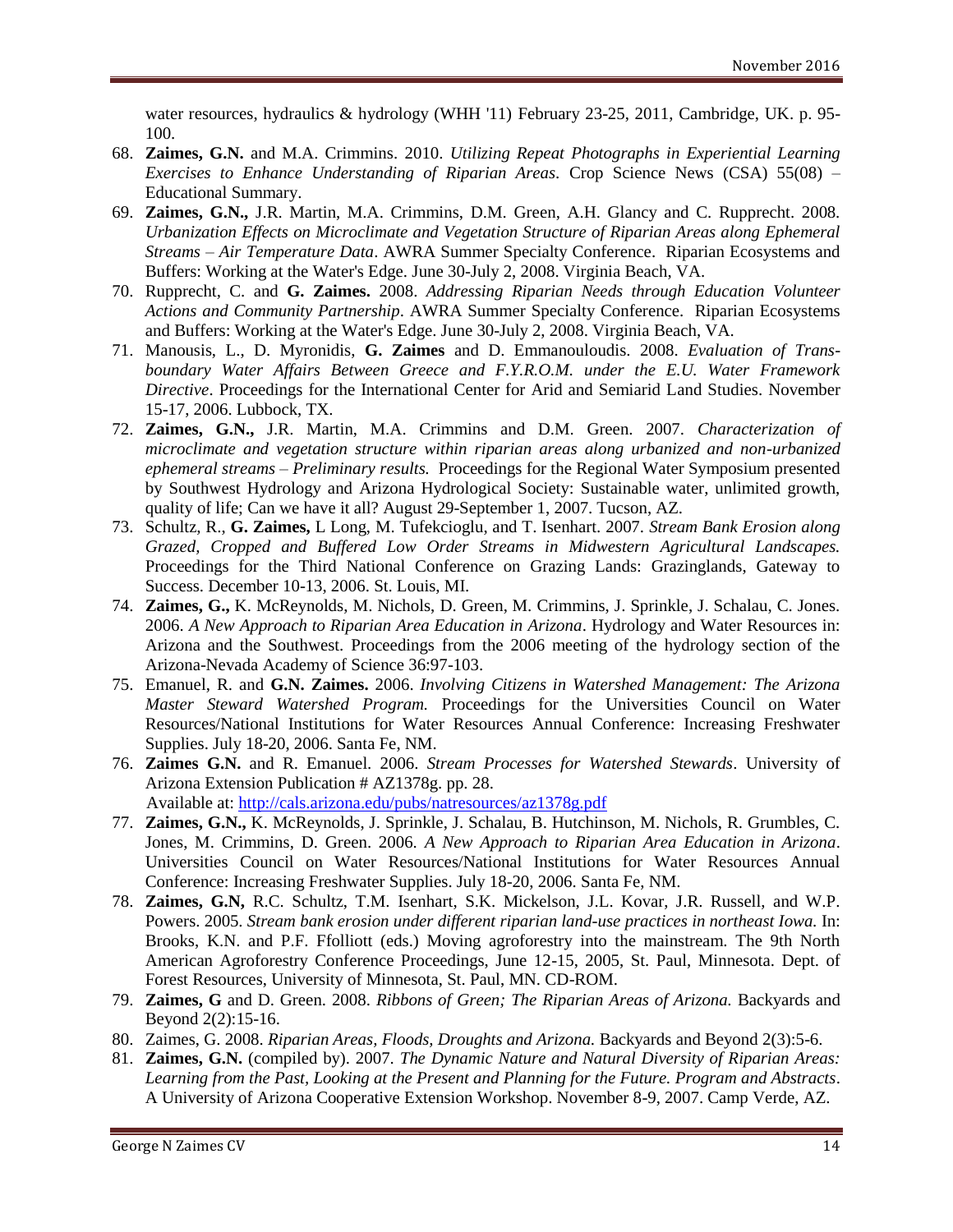water resources, hydraulics & hydrology (WHH '11) February 23-25, 2011, Cambridge, UK. p. 95-100.

68. **Zaimes, G.N.** and M.A. Crimmins. 2010. *Utilizing Repeat Photographs in Experiential Learning Exercises to Enhance Understanding of Riparian Areas.* Crop Science News (CSA) 55(08) – Educational Summary.
69. **Zaimes, G.N.,** J.R. Martin, M.A. Crimmins, D.M. Green, A.H. Glancy and C. Rupprecht. 2008. *Urbanization Effects on Microclimate and Vegetation Structure of Riparian Areas along Ephemeral Streams – Air Temperature Data*. AWRA Summer Specialty Conference. Riparian Ecosystems and Buffers: Working at the Water's Edge. June 30-July 2, 2008. Virginia Beach, VA.
70. Rupprecht, C. and **G. Zaimes.** 2008. *Addressing Riparian Needs through Education Volunteer Actions and Community Partnership*. AWRA Summer Specialty Conference. Riparian Ecosystems and Buffers: Working at the Water's Edge. June 30-July 2, 2008. Virginia Beach, VA.
71. Manousis, L., D. Myronidis, **G. Zaimes** and D. Emmanouloudis. 2008. *Evaluation of Trans-boundary Water Affairs Between Greece and F.Y.R.O.M. under the E.U. Water Framework Directive*. Proceedings for the International Center for Arid and Semiarid Land Studies. November 15-17, 2006. Lubbock, TX.
72. **Zaimes, G.N.,** J.R. Martin, M.A. Crimmins and D.M. Green. 2007. *Characterization of microclimate and vegetation structure within riparian areas along urbanized and non-urbanized ephemeral streams – Preliminary results.* Proceedings for the Regional Water Symposium presented by Southwest Hydrology and Arizona Hydrological Society: Sustainable water, unlimited growth, quality of life; Can we have it all? August 29-September 1, 2007. Tucson, AZ.
73. Schultz, R., **G. Zaimes,** L Long, M. Tufekcioglu, and T. Isenhart. 2007. *Stream Bank Erosion along Grazed, Cropped and Buffered Low Order Streams in Midwestern Agricultural Landscapes.* Proceedings for the Third National Conference on Grazing Lands: Grazinglands, Gateway to Success. December 10-13, 2006. St. Louis, MI.
74. **Zaimes, G.,** K. McReynolds, M. Nichols, D. Green, M. Crimmins, J. Sprinkle, J. Schalau, C. Jones. 2006. *A New Approach to Riparian Area Education in Arizona*. Hydrology and Water Resources in: Arizona and the Southwest. Proceedings from the 2006 meeting of the hydrology section of the Arizona-Nevada Academy of Science 36:97-103.
75. Emanuel, R. and **G.N. Zaimes.** 2006. *Involving Citizens in Watershed Management: The Arizona Master Steward Watershed Program.* Proceedings for the Universities Council on Water Resources/National Institutions for Water Resources Annual Conference: Increasing Freshwater Supplies. July 18-20, 2006. Santa Fe, NM.
76. **Zaimes G.N.** and R. Emanuel. 2006. *Stream Processes for Watershed Stewards*. University of Arizona Extension Publication # AZ1378g. pp. 28.
Available at: http://cals.arizona.edu/pubs/natresources/az1378g.pdf
77. **Zaimes, G.N.,** K. McReynolds, J. Sprinkle, J. Schalau, B. Hutchinson, M. Nichols, R. Grumbles, C. Jones, M. Crimmins, D. Green. 2006. *A New Approach to Riparian Area Education in Arizona*. Universities Council on Water Resources/National Institutions for Water Resources Annual Conference: Increasing Freshwater Supplies. July 18-20, 2006. Santa Fe, NM.
78. **Zaimes, G.N,** R.C. Schultz, T.M. Isenhart, S.K. Mickelson, J.L. Kovar, J.R. Russell, and W.P. Powers. 2005. *Stream bank erosion under different riparian land-use practices in northeast Iowa.* In: Brooks, K.N. and P.F. Ffolliott (eds.) Moving agroforestry into the mainstream. The 9th North American Agroforestry Conference Proceedings, June 12-15, 2005, St. Paul, Minnesota. Dept. of Forest Resources, University of Minnesota, St. Paul, MN. CD-ROM.
79. **Zaimes, G** and D. Green. 2008. *Ribbons of Green; The Riparian Areas of Arizona.* Backyards and Beyond 2(2):15-16.
80. Zaimes, G. 2008. *Riparian Areas, Floods, Droughts and Arizona.* Backyards and Beyond 2(3):5-6.
81. **Zaimes, G.N.** (compiled by). 2007. *The Dynamic Nature and Natural Diversity of Riparian Areas: Learning from the Past, Looking at the Present and Planning for the Future. Program and Abstracts*. A University of Arizona Cooperative Extension Workshop. November 8-9, 2007. Camp Verde, AZ.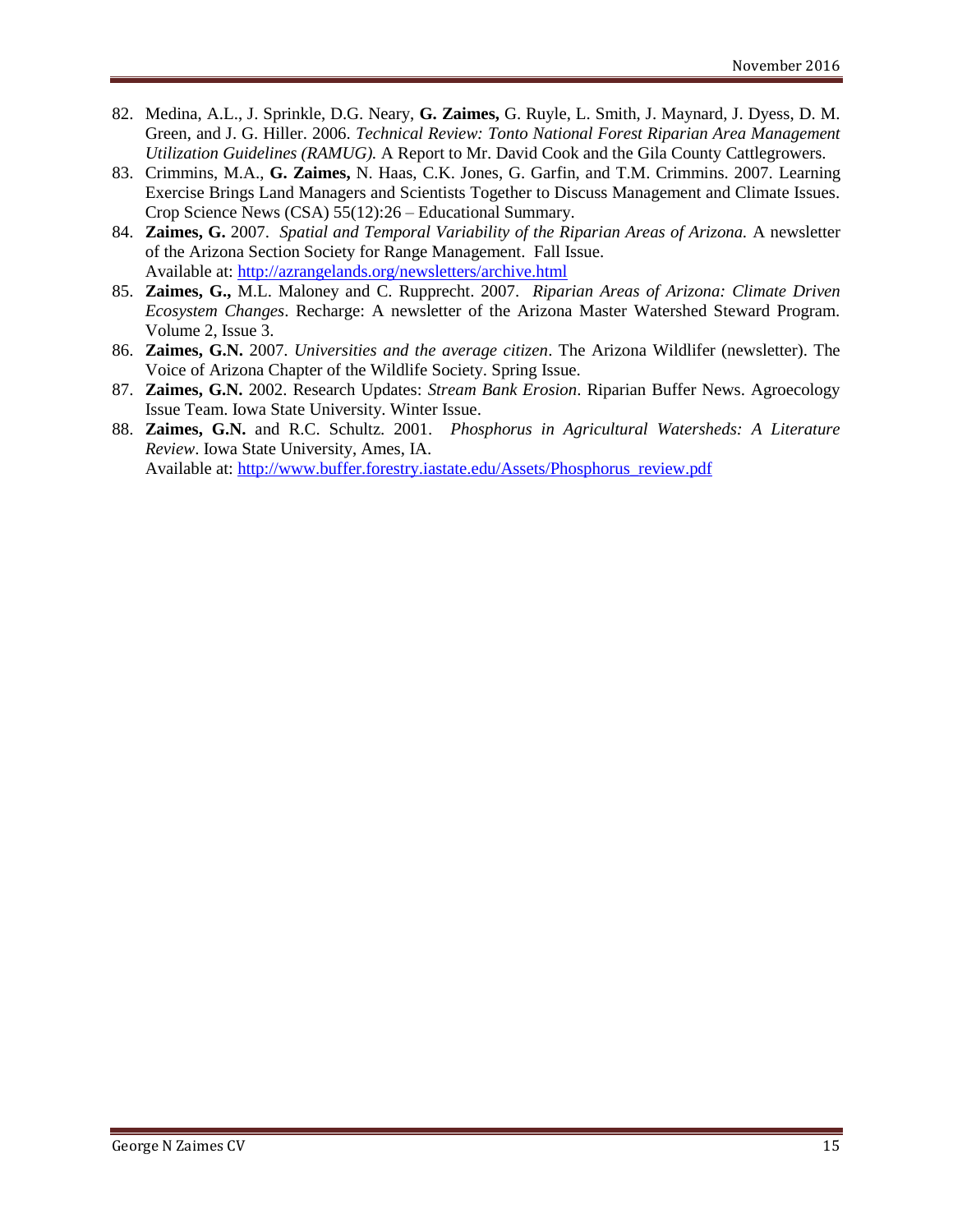82. Medina, A.L., J. Sprinkle, D.G. Neary, **G. Zaimes,** G. Ruyle, L. Smith, J. Maynard, J. Dyess, D. M. Green, and J. G. Hiller. 2006. *Technical Review: Tonto National Forest Riparian Area Management Utilization Guidelines (RAMUG).* A Report to Mr. David Cook and the Gila County Cattlegrowers.
83. Crimmins, M.A., **G. Zaimes,** N. Haas, C.K. Jones, G. Garfin, and T.M. Crimmins. 2007. Learning Exercise Brings Land Managers and Scientists Together to Discuss Management and Climate Issues. Crop Science News (CSA) 55(12):26 – Educational Summary.
84. **Zaimes, G.** 2007. *Spatial and Temporal Variability of the Riparian Areas of Arizona.* A newsletter of the Arizona Section Society for Range Management. Fall Issue.
    Available at: [http://azrangelands.org/newsletters/archive.html](http://azrangelands.org/newsletters/archive.html)
85. **Zaimes, G.,** M.L. Maloney and C. Rupprecht. 2007. *Riparian Areas of Arizona: Climate Driven Ecosystem Changes*. Recharge: A newsletter of the Arizona Master Watershed Steward Program. Volume 2, Issue 3.
86. **Zaimes, G.N.** 2007. *Universities and the average citizen*. The Arizona Wildlifer (newsletter). The Voice of Arizona Chapter of the Wildlife Society. Spring Issue.
87. **Zaimes, G.N.** 2002. Research Updates: *Stream Bank Erosion*. Riparian Buffer News. Agroecology Issue Team. Iowa State University. Winter Issue.
88. **Zaimes, G.N.** and R.C. Schultz. 2001. *Phosphorus in Agricultural Watersheds: A Literature Review*. Iowa State University, Ames, IA.
    Available at: [http://www.buffer.forestry.iastate.edu/Assets/Phosphorus_review.pdf](http://www.buffer.forestry.iastate.edu/Assets/Phosphorus_review.pdf)